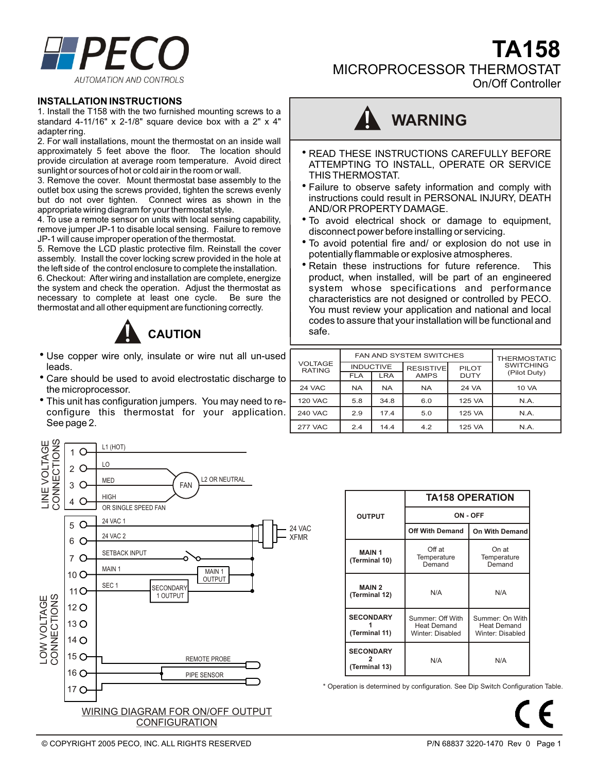# PECO

AUTOMATION AND CONTROLS

# TA158

## MICROPROCESSOR THERMOSTAT

On/Off Controller

### INSTALLATION INSTRUCTIONS

1. Install the T158 with the two furnished mounting screws to a standard 4-11/16" x 2-1/8" square device box with a 2" x 4" adapter ring.
2. For wall installations, mount the thermostat on an inside wall approximately 5 feet above the floor. The location should provide circulation at average room temperature. Avoid direct sunlight or sources of hot or cold air in the room or wall.
3. Remove the cover. Mount thermostat base assembly to the outlet box using the screws provided, tighten the screws evenly but do not over tighten. Connect wires as shown in the appropriate wiring diagram for your thermostat style.
4. To use a remote sensor on units with local sensing capability, remove jumper JP-1 to disable local sensing. Failure to remove JP-1 will cause improper operation of the thermostat.
5. Remove the LCD plastic protective film. Reinstall the cover assembly. Install the cover locking screw provided in the hole at the left side of the control enclosure to complete the installation.
6. Checkout: After wiring and installation are complete, energize the system and check the operation. Adjust the thermostat as necessary to complete at least one cycle. Be sure the thermostat and all other equipment are functioning correctly.

### CAUTION

- Use copper wire only, insulate or wire nut all un-used leads.
- Care should be used to avoid electrostatic discharge to the microprocessor.
- This unit has configuration jumpers. You may need to re-configure this thermostat for your application. See page 2.

### WARNING

- READ THESE INSTRUCTIONS CAREFULLY BEFORE ATTEMPTING TO INSTALL, OPERATE OR SERVICE THIS THERMOSTAT.
- Failure to observe safety information and comply with instructions could result in PERSONAL INJURY, DEATH AND/OR PROPERTY DAMAGE.
- To avoid electrical shock or damage to equipment, disconnect power before installing or servicing.
- To avoid potential fire and/ or explosion do not use in potentially flammable or explosive atmospheres.
- Retain these instructions for future reference. This product, when installed, will be part of an engineered system whose specifications and performance characteristics are not designed or controlled by PECO. You must review your application and national and local codes to assure that your installation will be functional and safe.

| VOLTAGE RATING | FAN AND SYSTEM SWITCHES | | | | THERMOSTATIC SWITCHING (Pilot Duty) |
|---|---|---|---|---|---|
| | INDUCTIVE | | RESISTIVE AMPS | PILOT DUTY | |
| | FLA | LRA | | | |
| 24 VAC | NA | NA | NA | 24 VA | 10 VA |
| 120 VAC | 5.8 | 34.8 | 6.0 | 125 VA | N.A. |
| 240 VAC | 2.9 | 17.4 | 5.0 | 125 VA | N.A. |
| 277 VAC | 2.4 | 14.4 | 4.2 | 125 VA | N.A. |

LINE VOLTAGE CONNECTIONS

- 1 — L1 (HOT)
- 2 — LO
- 3 — MED
- 4 — HIGH OR SINGLE SPEED FAN
- FAN — L2 OR NEUTRAL

LOW VOLTAGE CONNECTIONS

- 5 — 24 VAC 1 — 24 VAC XFMR
- 6 — 24 VAC 2
- 7 — SETBACK INPUT
- 10 — MAIN 1 — MAIN 1 OUTPUT
- 11 — SEC 1 — SECONDARY 1 OUTPUT
- 12
- 13
- 14
- 15 — REMOTE PROBE
- 16 — PIPE SENSOR
- 17

WIRING DIAGRAM FOR ON/OFF OUTPUT CONFIGURATION

| OUTPUT | TA158 OPERATION | |
|---|---|---|
| | ON - OFF | |
| | Off With Demand | On With Demand |
| MAIN 1 (Terminal 10) | Off at Temperature Demand | On at Temperature Demand |
| MAIN 2 (Terminal 12) | N/A | N/A |
| SECONDARY 1 (Terminal 11) | Summer: Off With Heat Demand Winter: Disabled | Summer: On With Heat Demand Winter: Disabled |
| SECONDARY 2 (Terminal 13) | N/A | N/A |

\* Operation is determined by configuration. See Dip Switch Configuration Table.

CE

© COPYRIGHT 2005 PECO, INC. ALL RIGHTS RESERVED

P/N 68837 3220-1470 Rev 0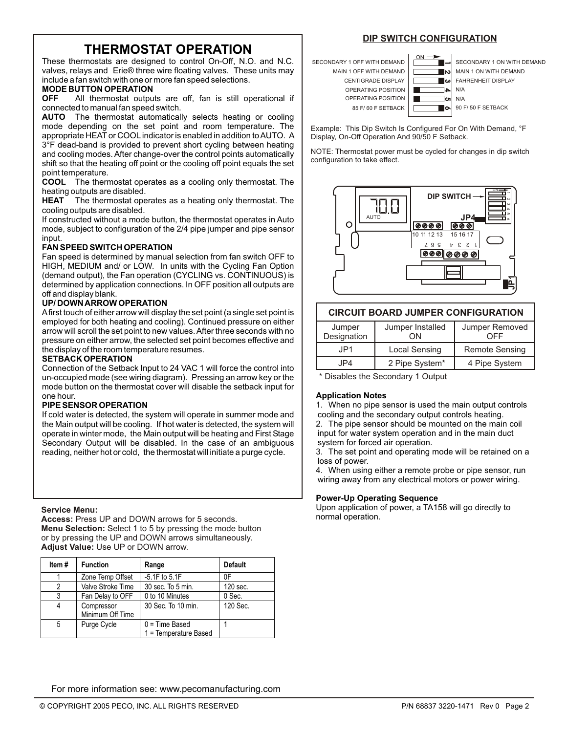# THERMOSTAT OPERATION

These thermostats are designed to control On-Off, N.O. and N.C. valves, relays and Erie® three wire floating valves. These units may include a fan switch with one or more fan speed selections.

**MODE BUTTON OPERATION**

**OFF** All thermostat outputs are off, fan is still operational if connected to manual fan speed switch.

**AUTO** The thermostat automatically selects heating or cooling mode depending on the set point and room temperature. The appropriate HEAT or COOL indicator is enabled in addition to AUTO. A 3°F dead-band is provided to prevent short cycling between heating and cooling modes. After change-over the control points automatically shift so that the heating off point or the cooling off point equals the set point temperature.

**COOL** The thermostat operates as a cooling only thermostat. The heating outputs are disabled.

**HEAT** The thermostat operates as a heating only thermostat. The cooling outputs are disabled.

If constructed without a mode button, the thermostat operates in Auto mode, subject to configuration of the 2/4 pipe jumper and pipe sensor input.

**FAN SPEED SWITCH OPERATION**

Fan speed is determined by manual selection from fan switch OFF to HIGH, MEDIUM and/ or LOW. In units with the Cycling Fan Option (demand output), the Fan operation (CYCLING vs. CONTINUOUS) is determined by application connections. In OFF position all outputs are off and display blank.

**UP/ DOWN ARROW OPERATION**

A first touch of either arrow will display the set point (a single set point is employed for both heating and cooling). Continued pressure on either arrow will scroll the set point to new values. After three seconds with no pressure on either arrow, the selected set point becomes effective and the display of the room temperature resumes.

**SETBACK OPERATION**

Connection of the Setback Input to 24 VAC 1 will force the control into un-occupied mode (see wiring diagram). Pressing an arrow key or the mode button on the thermostat cover will disable the setback input for one hour.

**PIPE SENSOR OPERATION**

If cold water is detected, the system will operate in summer mode and the Main output will be cooling. If hot water is detected, the system will operate in winter mode, the Main output will be heating and First Stage Secondary Output will be disabled. In the case of an ambiguous reading, neither hot or cold, the thermostat will initiate a purge cycle.

**Service Menu:**

**Access:** Press UP and DOWN arrows for 5 seconds.
**Menu Selection:** Select 1 to 5 by pressing the mode button or by pressing the UP and DOWN arrows simultaneously.
**Adjust Value:** Use UP or DOWN arrow.

| Item # | Function | Range | Default |
|---|---|---|---|
| 1 | Zone Temp Offset | -5.1F to 5.1F | 0F |
| 2 | Valve Stroke Time | 30 sec. To 5 min. | 120 sec. |
| 3 | Fan Delay to OFF | 0 to 10 Minutes | 0 Sec. |
| 4 | Compressor Minimum Off Time | 30 Sec. To 10 min. | 120 Sec. |
| 5 | Purge Cycle | 0 = Time Based<br>1 = Temperature Based | 1 |

## DIP SWITCH CONFIGURATION

ON →

| OFF | Switch | ON |
|---|---|---|
| SECONDARY 1 OFF WITH DEMAND | 1 | SECONDARY 1 ON WITH DEMAND |
| MAIN 1 OFF WITH DEMAND | 2 | MAIN 1 ON WITH DEMAND |
| CENTIGRADE DISPLAY | 3 | FAHRENHEIT DISPLAY |
| OPERATING POSITION | 4 | N/A |
| OPERATING POSITION | 5 | N/A |
| 85 F/ 60 F SETBACK | 6 | 90 F/ 50 F SETBACK |

Example: This Dip Switch Is Configured For On With Demand, °F Display, On-Off Operation And 90/50 F Setback.

NOTE: Thermostat power must be cycled for changes in dip switch configuration to take effect.

70.0
AUTO
DIP SWITCH
JP4
10 11 12 13 15 16 17
7 6 5 4 3 2 1
JP1

| CIRCUIT BOARD JUMPER CONFIGURATION | | |
|---|---|---|
| Jumper Designation | Jumper Installed ON | Jumper Removed OFF |
| JP1 | Local Sensing | Remote Sensing |
| JP4 | 2 Pipe System* | 4 Pipe System |

\* Disables the Secondary 1 Output

**Application Notes**

1. When no pipe sensor is used the main output controls cooling and the secondary output controls heating.
2. The pipe sensor should be mounted on the main coil input for water system operation and in the main duct system for forced air operation.
3. The set point and operating mode will be retained on a loss of power.
4. When using either a remote probe or pipe sensor, run wiring away from any electrical motors or power wiring.

**Power-Up Operating Sequence**

Upon application of power, a TA158 will go directly to normal operation.

For more information see: www.pecomanufacturing.com

© COPYRIGHT 2005 PECO, INC. ALL RIGHTS RESERVED P/N 68837 3220-1471 Rev 0